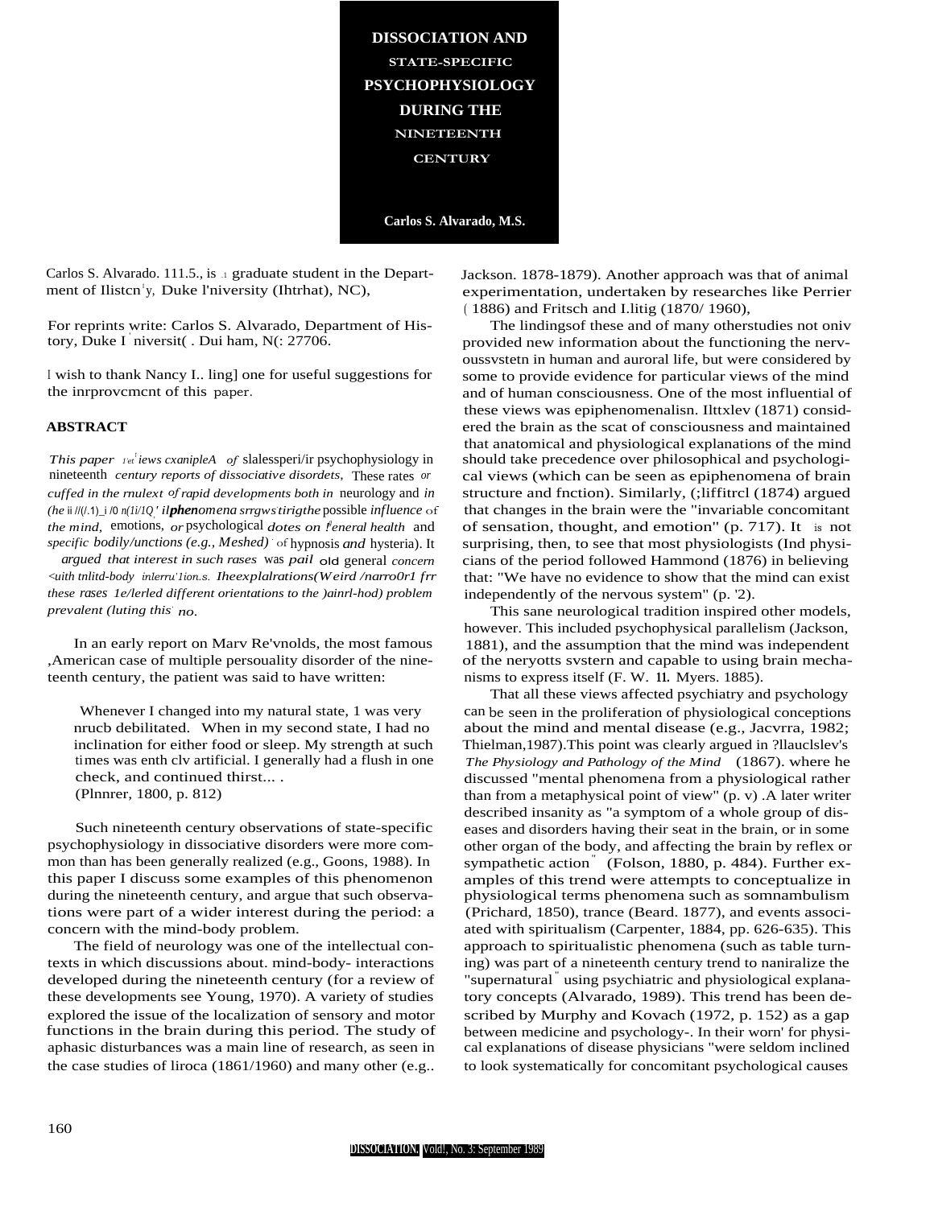# DISSOCIATION AND STATE-SPECIFIC PSYCHOPHYSIOLOGY DURING THE NINETEENTH CENTURY

**Carlos S. Alvarado, M.S.**

Carlos S. Alvarado. 111.5., is .1 graduate student in the Department of Ilistcn'y, Duke l'niversity (Ihtrhat), NC),

For reprints write: Carlos S. Alvarado, Department of History, Duke I niversit( . Dui ham, N(: 27706.

l wish to thank Nancy I.. ling] one for useful suggestions for the inrprovcmcnt of this paper.

## ABSTRACT

*This paper* 1'et'*iews cxanipleA of* slalessperi/ir psychophysiology in nineteenth *century reports of dissociative disordets,* These rates *or cuffed in the rnulext of rapid developments both in* neurology and *in (he* ii //(/.1)_i /0 n(1i/1Q' *il***phen***omena srrgws tirigthe* possible *influence* of *the mind,* emotions, *or* psychological *dotes on f eneral health* and *specific bodily/unctions (e.g., Meshed)* of hypnosis *and* hysteria). It *argued that interest in such rases* was *pail* old general *concern <uith tnlitd-body inlerru'1ion..s. Iheexplalrations(Weird /narro0r1 frr these rases 1e/lerled different orientations to the )ainrl-hod) problem prevalent (luting this no.*

In an early report on Marv Re'vnolds, the most famous ,American case of multiple persouality disorder of the nineteenth century, the patient was said to have written:

> Whenever I changed into my natural state, 1 was very nrucb debilitated. When in my second state, I had no inclination for either food or sleep. My strength at such times was enth clv artificial. I generally had a flush in one check, and continued thirst... .
> (Plnnrer, 1800, p. 812)

Such nineteenth century observations of state-specific psychophysiology in dissociative disorders were more common than has been generally realized (e.g., Goons, 1988). In this paper I discuss some examples of this phenomenon during the nineteenth century, and argue that such observations were part of a wider interest during the period: a concern with the mind-body problem.

The field of neurology was one of the intellectual contexts in which discussions about. mind-body- interactions developed during the nineteenth century (for a review of these developments see Young, 1970). A variety of studies explored the issue of the localization of sensory and motor functions in the brain during this period. The study of aphasic disturbances was a main line of research, as seen in the case studies of liroca (1861/1960) and many other (e.g.. Jackson. 1878-1879). Another approach was that of animal experimentation, undertaken by researches like Perrier ( 1886) and Fritsch and I.litig (1870/ 1960),

The lindingsof these and of many otherstudies not oniv provided new information about the functioning the nervoussvstetn in human and auroral life, but were considered by some to provide evidence for particular views of the mind and of human consciousness. One of the most influential of these views was epiphenomenalisn. Ilttxlev (1871) considered the brain as the scat of consciousness and maintained that anatomical and physiological explanations of the mind should take precedence over philosophical and psychological views (which can be seen as epiphenomena of brain structure and fnction). Similarly, (;liffitrcl (1874) argued that changes in the brain were the "invariable concomitant of sensation, thought, and emotion" (p. 717). It is not surprising, then, to see that most physiologists (Ind physicians of the period followed Hammond (1876) in believing that: "We have no evidence to show that the mind can exist independently of the nervous system" (p. '2).

This sane neurological tradition inspired other models, however. This included psychophysical parallelism (Jackson, 1881), and the assumption that the mind was independent of the neryotts svstern and capable to using brain mechanisms to express itself (F. W. 11. Myers. 1885).

That all these views affected psychiatry and psychology can be seen in the proliferation of physiological conceptions about the mind and mental disease (e.g., Jacvrra, 1982; Thielman,1987).This point was clearly argued in ?llauclslev's *The Physiology and Pathology of the Mind* (1867). where he discussed "mental phenomena from a physiological rather than from a metaphysical point of view" (p. v) .A later writer described insanity as "a symptom of a whole group of diseases and disorders having their seat in the brain, or in some other organ of the body, and affecting the brain by reflex or sympathetic action" (Folson, 1880, p. 484). Further examples of this trend were attempts to conceptualize in physiological terms phenomena such as somnambulism (Prichard, 1850), trance (Beard. 1877), and events associated with spiritualism (Carpenter, 1884, pp. 626-635). This approach to spiritualistic phenomena (such as table turning) was part of a nineteenth century trend to naniralize the "supernatural" using psychiatric and physiological explanatory concepts (Alvarado, 1989). This trend has been described by Murphy and Kovach (1972, p. 152) as a gap between medicine and psychology-. In their worn' for physical explanations of disease physicians "were seldom inclined to look systematically for concomitant psychological causes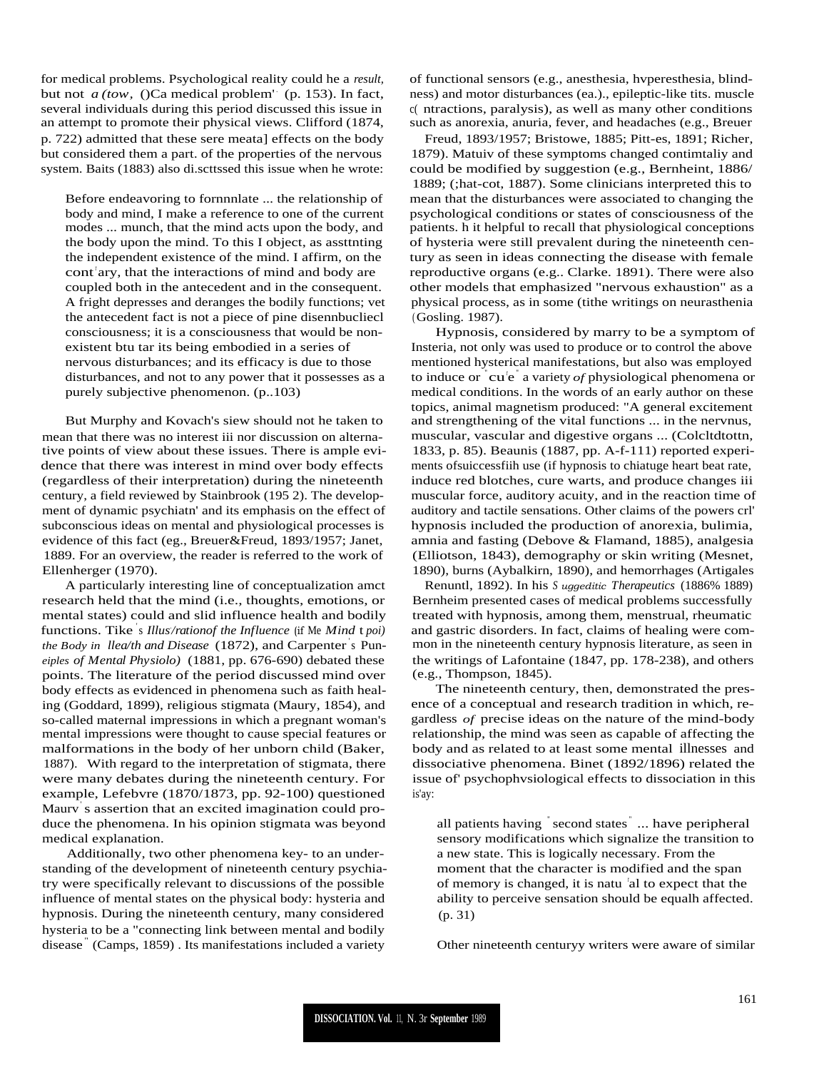for medical problems. Psychological reality could he a *result,* but not *a (tow,* ()Ca medical problem' (p. 153). In fact, several individuals during this period discussed this issue in an attempt to promote their physical views. Clifford (1874, p. 722) admitted that these sere meata] effects on the body but considered them a part. of the properties of the nervous system. Baits (1883) also di.scttssed this issue when he wrote:

> Before endeavoring to fornnnlate ... the relationship of body and mind, I make a reference to one of the current modes ... munch, that the mind acts upon the body, and the body upon the mind. To this I object, as assttnting the independent existence of the mind. I affirm, on the contrary, that the interactions of mind and body are coupled both in the antecedent and in the consequent. A fright depresses and deranges the bodily functions; vet the antecedent fact is not a piece of pine disennbucliecl consciousness; it is a consciousness that would be non-existent btu tar its being embodied in a series of nervous disturbances; and its efficacy is due to those disturbances, and not to any power that it possesses as a purely subjective phenomenon. (p..103)

But Murphy and Kovach's siew should not he taken to mean that there was no interest iii nor discussion on alternative points of view about these issues. There is ample evidence that there was interest in mind over body effects (regardless of their interpretation) during the nineteenth century, a field reviewed by Stainbrook (195 2). The development of dynamic psychiatn' and its emphasis on the effect of subconscious ideas on mental and physiological processes is evidence of this fact (eg., Breuer&Freud, 1893/1957; Janet, 1889. For an overview, the reader is referred to the work of Ellenherger (1970).

A particularly interesting line of conceptualization amct research held that the mind (i.e., thoughts, emotions, or mental states) could and slid influence health and bodily functions. Tike's *Illus/rationof the Influence* (if Me *Mind* t *poi) the Body in llea/th and Disease* (1872), and Carpenter's Pun-*eiples of Mental Physiolo)* (1881, pp. 676-690) debated these points. The literature of the period discussed mind over body effects as evidenced in phenomena such as faith healing (Goddard, 1899), religious stigmata (Maury, 1854), and so-called maternal impressions in which a pregnant woman's mental impressions were thought to cause special features or malformations in the body of her unborn child (Baker, 1887). With regard to the interpretation of stigmata, there were many debates during the nineteenth century. For example, Lefebvre (1870/1873, pp. 92-100) questioned Maurv's assertion that an excited imagination could produce the phenomena. In his opinion stigmata was beyond medical explanation.

Additionally, two other phenomena key- to an understanding of the development of nineteenth century psychiatry were specifically relevant to discussions of the possible influence of mental states on the physical body: hysteria and hypnosis. During the nineteenth century, many considered hysteria to be a "connecting link between mental and bodily disease" (Camps, 1859) . Its manifestations included a variety of functional sensors (e.g., anesthesia, hvperesthesia, blindness) and motor disturbances (ea.)., epileptic-like tits. muscle c( ntractions, paralysis), as well as many other conditions such as anorexia, anuria, fever, and headaches (e.g., Breuer Freud, 1893/1957; Bristowe, 1885; Pitt-es, 1891; Richer, 1879). Matuiv of these symptoms changed contimtaliy and could be modified by suggestion (e.g., Bernheint, 1886/1889; (;hat-cot, 1887). Some clinicians interpreted this to mean that the disturbances were associated to changing the psychological conditions or states of consciousness of the patients. h it helpful to recall that physiological conceptions of hysteria were still prevalent during the nineteenth century as seen in ideas connecting the disease with female reproductive organs (e.g.. Clarke. 1891). There were also other models that emphasized "nervous exhaustion" as a physical process, as in some (tithe writings on neurasthenia (Gosling. 1987).

Hypnosis, considered by marry to be a symptom of Insteria, not only was used to produce or to control the above mentioned hysterical manifestations, but also was employed to induce or "cu'e" a variety *of* physiological phenomena or medical conditions. In the words of an early author on these topics, animal magnetism produced: "A general excitement and strengthening of the vital functions ... in the nervnus, muscular, vascular and digestive organs ... (Colcltdtottn, 1833, p. 85). Beaunis (1887, pp. A-f-111) reported experiments ofsuiccessfiih use (if hypnosis to chiatuge heart beat rate, induce red blotches, cure warts, and produce changes iii muscular force, auditory acuity, and in the reaction time of auditory and tactile sensations. Other claims of the powers crl' hypnosis included the production of anorexia, bulimia, amnia and fasting (Debove & Flamand, 1885), analgesia (Elliotson, 1843), demography or skin writing (Mesnet, 1890), burns (Aybalkirn, 1890), and hemorrhages (Artigales Renuntl, 1892). In his *S uggeditic Therapeutics* (1886% 1889) Bernheim presented cases of medical problems successfully treated with hypnosis, among them, menstrual, rheumatic and gastric disorders. In fact, claims of healing were common in the nineteenth century hypnosis literature, as seen in the writings of Lafontaine (1847, pp. 178-238), and others (e.g., Thompson, 1845).

The nineteenth century, then, demonstrated the presence of a conceptual and research tradition in which, regardless *of* precise ideas on the nature of the mind-body relationship, the mind was seen as capable of affecting the body and as related to at least some mental illnesses and dissociative phenomena. Binet (1892/1896) related the issue of' psychophvsiological effects to dissociation in this is'ay:

> all patients having "second states" ... have peripheral sensory modifications which signalize the transition to a new state. This is logically necessary. From the moment that the character is modified and the span of memory is changed, it is natu 'al to expect that the ability to perceive sensation should be equalh affected. (p. 31)

Other nineteenth centuryy writers were aware of similar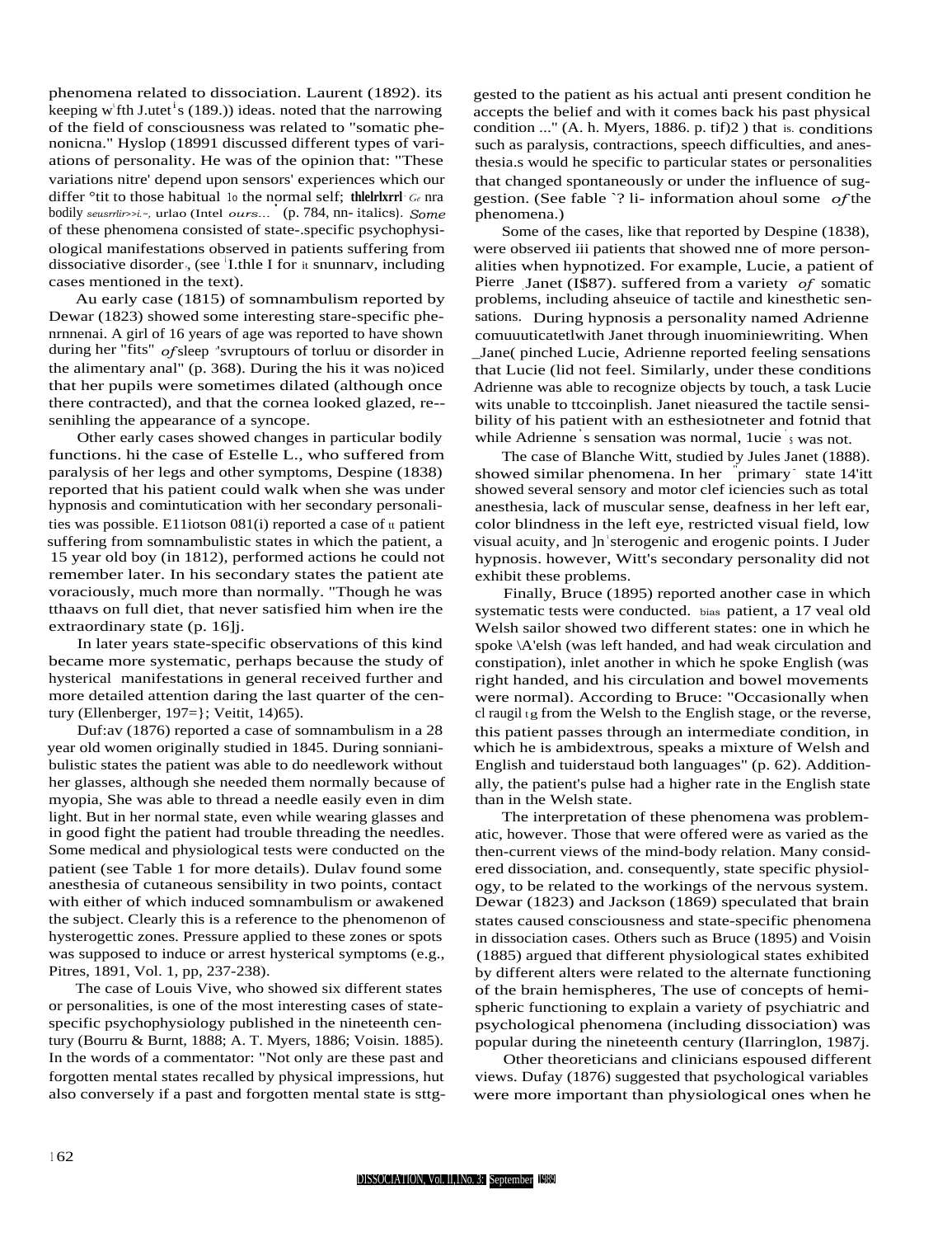phenomena related to dissociation. Laurent (1892). its keeping with J.utet's (189.)) ideas. noted that the narrowing of the field of consciousness was related to "somatic phenonicna." Hyslop (18991 discussed different types of variations of personality. He was of the opinion that: "These variations nitre' depend upon sensors' experiences which our differ °tit to those habitual lo the normal self; thlelrlxrrl Ge nra bodily seusrrlir>>i.~, urlao (Intel ours... ' (p. 784, nn- italics). Some of these phenomena consisted of state-.specific psychophysiological manifestations observed in patients suffering from dissociative disorder, (see I.thle I for it snunnarv, including cases mentioned in the text).

Au early case (1815) of somnambulism reported by Dewar (1823) showed some interesting stare-specific phenrnnenai. A girl of 16 years of age was reported to have shown during her "fits" of sleep "svruptours of torluu or disorder in the alimentary anal" (p. 368). During the his it was no)iced that her pupils were sometimes dilated (although once there contracted), and that the cornea looked glazed, re--senihling the appearance of a syncope.

Other early cases showed changes in particular bodily functions. hi the case of Estelle L., who suffered from paralysis of her legs and other symptoms, Despine (1838) reported that his patient could walk when she was under hypnosis and comintutication with her secondary personalities was possible. E11iotson 081(i) reported a case of tt patient suffering from somnambulistic states in which the patient, a 15 year old boy (in 1812), performed actions he could not remember later. In his secondary states the patient ate voraciously, much more than normally. "Though he was tthaavs on full diet, that never satisfied him when ire the extraordinary state (p. 16]j.

In later years state-specific observations of this kind became more systematic, perhaps because the study of hysterical manifestations in general received further and more detailed attention daring the last quarter of the century (Ellenberger, 197=}; Veitit, 14)65).

Duf:av (1876) reported a case of somnambulism in a 28 year old women originally studied in 1845. During sonnianibulistic states the patient was able to do needlework without her glasses, although she needed them normally because of myopia, She was able to thread a needle easily even in dim light. But in her normal state, even while wearing glasses and in good fight the patient had trouble threading the needles. Some medical and physiological tests were conducted on the patient (see Table 1 for more details). Dulav found some anesthesia of cutaneous sensibility in two points, contact with either of which induced somnambulism or awakened the subject. Clearly this is a reference to the phenomenon of hysterogettic zones. Pressure applied to these zones or spots was supposed to induce or arrest hysterical symptoms (e.g., Pitres, 1891, Vol. 1, pp, 237-238).

The case of Louis Vive, who showed six different states or personalities, is one of the most interesting cases of state-specific psychophysiology published in the nineteenth century (Bourru & Burnt, 1888; A. T. Myers, 1886; Voisin. 1885). In the words of a commentator: "Not only are these past and forgotten mental states recalled by physical impressions, hut also conversely if a past and forgotten mental state is suggested to the patient as his actual anti present condition he accepts the belief and with it comes back his past physical condition ..." (A. h. Myers, 1886. p. tif)2 ) that is. conditions such as paralysis, contractions, speech difficulties, and anesthesia.s would he specific to particular states or personalities that changed spontaneously or under the influence of suggestion. (See fable `? li- information ahoul some of the phenomena.)

Some of the cases, like that reported by Despine (1838), were observed iii patients that showed nne of more personalities when hypnotized. For example, Lucie, a patient of Pierre Janet (I$87). suffered from a variety of somatic problems, including ahseuice of tactile and kinesthetic sensations. During hypnosis a personality named Adrienne comuuuticatetlwith Janet through inuominiewriting. When Jane( pinched Lucie, Adrienne reported feeling sensations that Lucie (lid not feel. Similarly, under these conditions Adrienne was able to recognize objects by touch, a task Lucie wits unable to ttccoinplish. Janet nieasured the tactile sensibility of his patient with an esthesiotneter and fotnid that while Adrienne's sensation was normal, 1ucie's was not.

The case of Blanche Witt, studied by Jules Janet (1888). showed similar phenomena. In her "primary" state 14'itt showed several sensory and motor clef iciencies such as total anesthesia, lack of muscular sense, deafness in her left ear, color blindness in the left eye, restricted visual field, low visual acuity, and ]n'sterogenic and erogenic points. I Juder hypnosis. however, Witt's secondary personality did not exhibit these problems.

Finally, Bruce (1895) reported another case in which systematic tests were conducted. bias patient, a 17 veal old Welsh sailor showed two different states: one in which he spoke \A'elsh (was left handed, and had weak circulation and constipation), inlet another in which he spoke English (was right handed, and his circulation and bowel movements were normal). According to Bruce: "Occasionally when cl raugil t g from the Welsh to the English stage, or the reverse, this patient passes through an intermediate condition, in which he is ambidextrous, speaks a mixture of Welsh and English and tuiderstaud both languages" (p. 62). Additionally, the patient's pulse had a higher rate in the English state than in the Welsh state.

The interpretation of these phenomena was problematic, however. Those that were offered were as varied as the then-current views of the mind-body relation. Many considered dissociation, and. consequently, state specific physiology, to be related to the workings of the nervous system. Dewar (1823) and Jackson (1869) speculated that brain states caused consciousness and state-specific phenomena in dissociation cases. Others such as Bruce (1895) and Voisin (1885) argued that different physiological states exhibited by different alters were related to the alternate functioning of the brain hemispheres, The use of concepts of hemispheric functioning to explain a variety of psychiatric and psychological phenomena (including dissociation) was popular during the nineteenth century (Ilarringlon, 1987j.

Other theoreticians and clinicians espoused different views. Dufay (1876) suggested that psychological variables were more important than physiological ones when he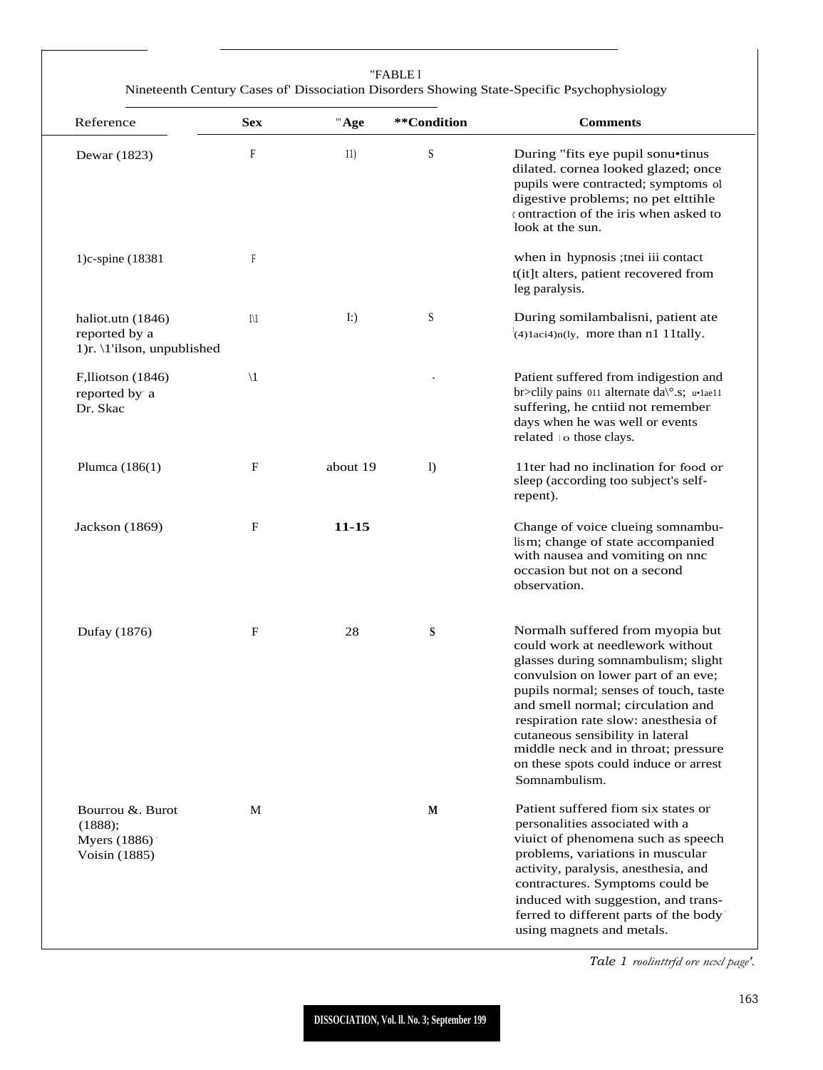"FABLE l

Nineteenth Century Cases of' Dissociation Disorders Showing State-Specific Psychophysiology

| Reference | Sex | '"Age | **Condition | Comments |
|---|---|---|---|---|
| Dewar (1823) | F | 11) | S | During "fits eye pupil sonu•tinus dilated. cornea looked glazed; once pupils were contracted; symptoms ol digestive problems; no pet elttihle contraction of the iris when asked to look at the sun. |
| 1)c-spine (18381 | F | | | when in hypnosis ;tnei iii contact t(it]t alters, patient recovered from leg paralysis. |
| haliot.utn (1846) reported by a 1)r. \1'ilson, unpublished | 1\1 | I:) | S | During somilambalisni, patient ate (4)1aci4)n(ly, more than n1 11tally. |
| F,lliotson (1846) reported by a Dr. Skac | \1 | | - | Patient suffered from indigestion and br>clily pains 011 alternate da\°.s; u•1ae11 suffering, he cntiid not remember days when he was well or events related to those clays. |
| Plumca (186(1) | F | about 19 | l) | 11ter had no inclination for food or sleep (according too subject's self-repent). |
| Jackson (1869) | F | **11-15** | | Change of voice clueing somnambulism; change of state accompanied with nausea and vomiting on nnc occasion but not on a second observation. |
| Dufay (1876) | F | 28 | **S** | Normalh suffered from myopia but could work at needlework without glasses during somnambulism; slight convulsion on lower part of an eve; pupils normal; senses of touch, taste and smell normal; circulation and respiration rate slow: anesthesia of cutaneous sensibility in lateral middle neck and in throat; pressure on these spots could induce or arrest Somnambulism. |
| Bourrou &. Burot (1888); Myers (1886); Voisin (1885) | M | | **M** | Patient suffered fiom six states or personalities associated with a viuict of phenomena such as speech problems, variations in muscular activity, paralysis, anesthesia, and contractures. Symptoms could be induced with suggestion, and transferred to different parts of the body using magnets and metals. |

*Tale 1 roolinttrfd ore ncxl page'.*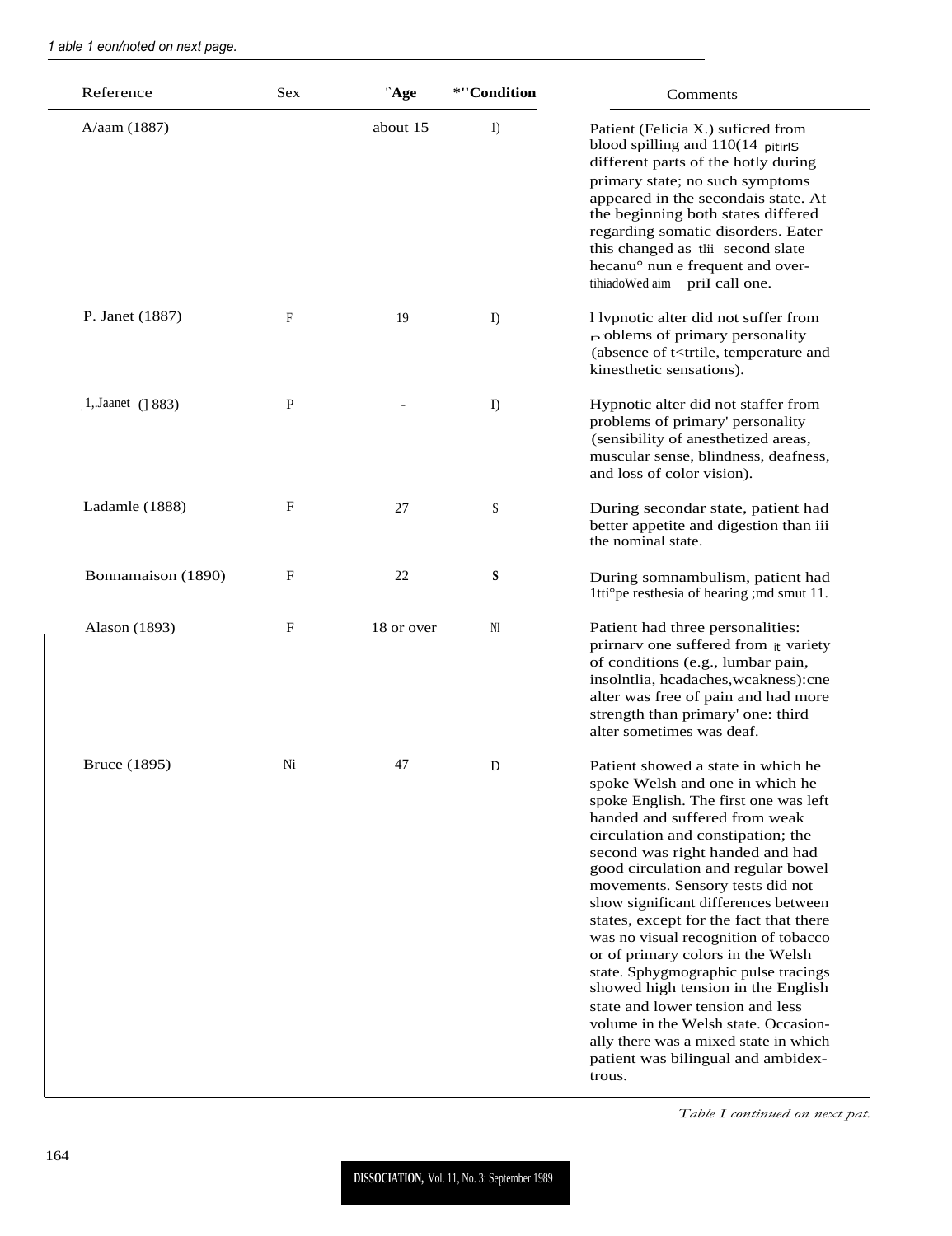*1 able 1 eon/noted on next page.*

| Reference | Sex | "Age | *"Condition | Comments |
|---|---|---|---|---|
| A/aam (1887) | | about 15 | 1) | Patient (Felicia X.) suficred from blood spilling and 110(14 pitirlS different parts of the hotly during primary state; no such symptoms appeared in the secondais state. At the beginning both states differed regarding somatic disorders. Eater this changed as tlii second slate hecanu° nun e frequent and over-tihiadoWed aim priI call one. |
| P. Janet (1887) | F | 19 | I) | l lvpnotic alter did not suffer from p·oblems of primary personality (absence of t<trtile, temperature and kinesthetic sensations). |
| 1,.Jaanet (] 883) | P | - | I) | Hypnotic alter did not staffer from problems of primary' personality (sensibility of anesthetized areas, muscular sense, blindness, deafness, and loss of color vision). |
| Ladamle (1888) | F | 27 | S | During secondar state, patient had better appetite and digestion than iii the nominal state. |
| Bonnamaison (1890) | F | 22 | S | During somnambulism, patient had 1tti°pe resthesia of hearing ;md smut 11. |
| Alason (1893) | F | 18 or over | NI | Patient had three personalities: prirnarv one suffered from it variety of conditions (e.g., lumbar pain, insolntlia, hcadaches,wcakness):cne alter was free of pain and had more strength than primary' one: third alter sometimes was deaf. |
| Bruce (1895) | Ni | 47 | D | Patient showed a state in which he spoke Welsh and one in which he spoke English. The first one was left handed and suffered from weak circulation and constipation; the second was right handed and had good circulation and regular bowel movements. Sensory tests did not show significant differences between states, except for the fact that there was no visual recognition of tobacco or of primary colors in the Welsh state. Sphygmographic pulse tracings showed high tension in the English state and lower tension and less volume in the Welsh state. Occasionally there was a mixed state in which patient was bilingual and ambidextrous. |

*Table I continued on next pat.*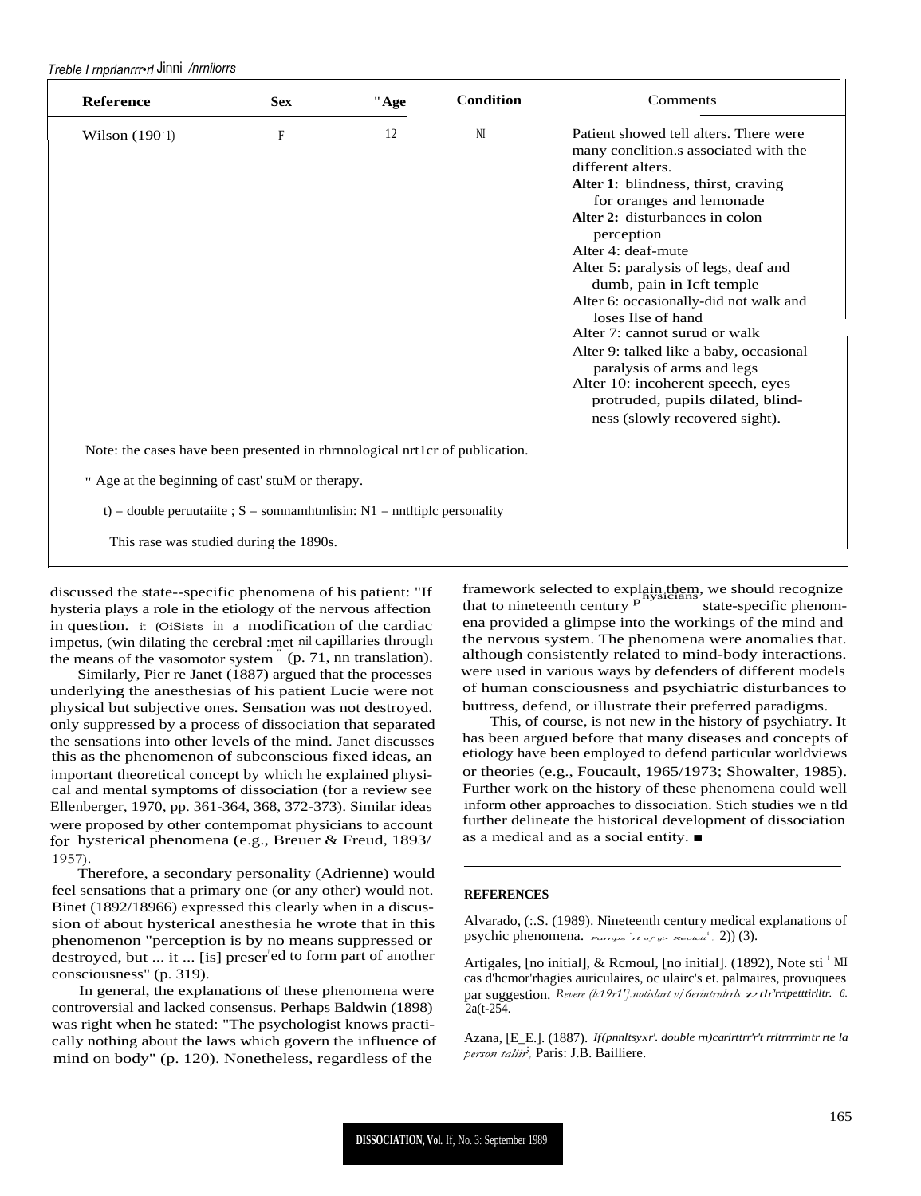*Treble I rnprlanrrr•rl Jinni /nrniiorrs*

| Reference | Sex | "Age | Condition | Comments |
|---|---|---|---|---|
| Wilson (190 1) | F | 12 | NI | Patient showed tell alters. There were many conclition.s associated with the different alters.<br>**Alter 1:** blindness, thirst, craving for oranges and lemonade<br>**Alter 2:** disturbances in colon perception<br>Alter 4: deaf-mute<br>Alter 5: paralysis of legs, deaf and dumb, pain in Icft temple<br>Alter 6: occasionally-did not walk and loses Ilse of hand<br>Alter 7: cannot surud or walk<br>Alter 9: talked like a baby, occasional paralysis of arms and legs<br>Alter 10: incoherent speech, eyes protruded, pupils dilated, blindness (slowly recovered sight). |

Note: the cases have been presented in rhrnnological nrt1cr of publication.

" Age at the beginning of cast' stuM or therapy.

t) = double peruutaiite ; S = somnamhtmlisin: N1 = nntltiplc personality

This rase was studied during the 1890s.

discussed the state--specific phenomena of his patient: "If hysteria plays a role in the etiology of the nervous affection in question. it (OiSists in a modification of the cardiac impetus, (win dilating the cerebral :met nil capillaries through the means of the vasomotor system " (p. 71, nn translation).

Similarly, Pier re Janet (1887) argued that the processes underlying the anesthesias of his patient Lucie were not physical but subjective ones. Sensation was not destroyed. only suppressed by a process of dissociation that separated the sensations into other levels of the mind. Janet discusses this as the phenomenon of subconscious fixed ideas, an important theoretical concept by which he explained physical and mental symptoms of dissociation (for a review see Ellenberger, 1970, pp. 361-364, 368, 372-373). Similar ideas were proposed by other contempomat physicians to account for hysterical phenomena (e.g., Breuer & Freud, 1893/1957).

Therefore, a secondary personality (Adrienne) would feel sensations that a primary one (or any other) would not. Binet (1892/18966) expressed this clearly when in a discussion of about hysterical anesthesia he wrote that in this phenomenon "perception is by no means suppressed or destroyed, but ... it ... [is] preser ed to form part of another consciousness" (p. 319).

In general, the explanations of these phenomena were controversial and lacked consensus. Perhaps Baldwin (1898) was right when he stated: "The psychologist knows practically nothing about the laws which govern the influence of mind on body" (p. 120). Nonetheless, regardless of the framework selected to explain them, we should recognize that to nineteenth century physicians state-specific phenomena provided a glimpse into the workings of the mind and the nervous system. The phenomena were anomalies that. although consistently related to mind-body interactions. were used in various ways by defenders of different models of human consciousness and psychiatric disturbances to buttress, defend, or illustrate their preferred paradigms.

This, of course, is not new in the history of psychiatry. It has been argued before that many diseases and concepts of etiology have been employed to defend particular worldviews or theories (e.g., Foucault, 1965/1973; Showalter, 1985). Further work on the history of these phenomena could well inform other approaches to dissociation. Stich studies we n tld further delineate the historical development of dissociation as a medical and as a social entity. ■

## REFERENCES

Alvarado, (:.S. (1989). Nineteenth century medical explanations of psychic phenomena. *Parnps rl of gt Reviett*, 2)) (3).

Artigales, [no initial], & Rcmoul, [no initial]. (1892), Note sti MI cas d'hcmor'rhagies auriculaires, oc ulairc's et. palmaires, provuquees par suggestion. *Revere (lc19r1'].notislart v/6erintrnlrrls z tlr'rrtpetttirlltr. 6.* 2a(t-254.

Azana, [E_E.]. (1887). *If(pnnltsyxr'. double rn)carirttrr'r't rrltrrrrlmtr rte la person taliir*, Paris: J.B. Bailliere.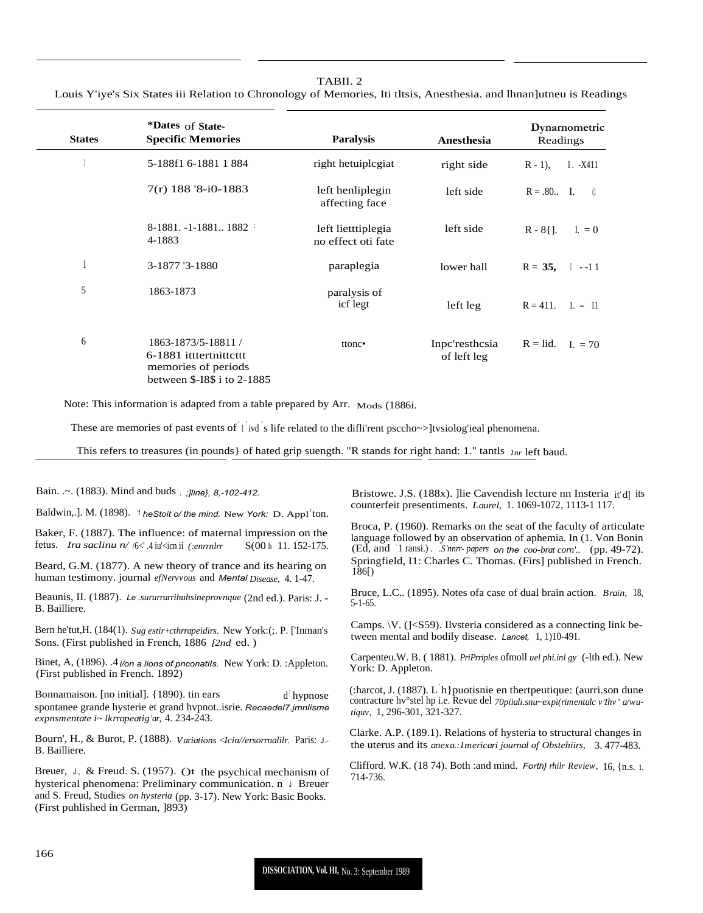TABII. 2
Louis Y'iye's Six States iii Relation to Chronology of Memories, Iti tltsis, Anesthesia. and lhnan]utneu is Readings

| States | *Dates of State-Specific Memories | Paralysis | Anesthesia | Dynarnometric Readings |
|---|---|---|---|---|
| l | 5-188f1 6-1881 1 884 | right hetuiplcgiat | right side | R - 1), I. -X411 |
| | 7(r) 188 '8-i0-1883 | left henliplegin affecting face | left side | R = .80.. I. (l |
| | 8-1881. -1-1881.. 1882 : 4-1883 | left lietttiplegia no effect oti fate | left side | R - 8{]. I. = 0 |
| l | 3-1877 '3-1880 | paraplegia | lower hall | R = **35,** l --1 1 |
| 5 | 1863-1873 | paralysis of icf legt | left leg | R = 411. 1. - 11 |
| 6 | 1863-1873/5-18811 / 6-1881 itttertnittcttt memories of periods between $-I8$ i to 2-1885 | ttonc• | Inpc'resthcsia of left leg | R = lid. I. = 70 |

Note: This information is adapted from a table prepared by Arr. Mods (1886i.

These are memories of past events of l ivd s life related to the difli'rent psccho~>]tvsiolog'ieal phenomena.

This refers to treasures (in pounds} of hated grip suength. "R stands for right hand: 1." tantls 1nr left baud.

Bain. .~. (1883). Mind and buds . *;]line}, 8,-102-412.*

Baldwin,.]. M. (1898). *'l heStoit o/ the mind.* New York: D. Appl ton.

Baker, F. (1887). The influence: of maternal impression on the fetus. *Ira saclinu n/ /6<' .4 iu'<icn ii (:enrrnlrr* S(00 h 11. 152-175.

Beard, G.M. (1877). A new theory of trance and its hearing on human testimony. journal *efNervvous* and *Mental Disease,* 4. 1-47.

Beaunis, II. (1887). *Le .sururrarrihuhsineprovnque* (2nd ed.). Paris: J. - B. Bailliere.

Bern he'tut,H. (184(1). *Sug estir+cthrrapeidirs.* New York:(;. P. ['Inman's Sons. (First published in French, 1886 *[2nd* ed. )

Binet, A, (1896). .4 *i/on a lions of pnconatils.* New York: D. :Appleton. (First published in French. 1892)

Bonnamaison. [no initial]. {1890). tin ears d hypnose spontanee grande hysterie et grand hvpnot..isrie. *Recaedel7.jmnlisme expnsmentate i~ lkrrapeatig'ar,* 4. 234-243.

Bourn', H., & Burot, P. (1888). *Variations <Icin//ersorrnalilr.* Paris: J.- B. Bailliere.

Breuer, J., & Freud. S. (1957). ()t the psychical mechanism of hysterical phenomena: Preliminary communication. n J. Breuer and S. Freud, Studies *on hysteria* (pp. 3-17). New York: Basic Books. (First puhlished in German, ]893)

Bristowe. J.S. (188x). ]lie Cavendish lecture nn Insteria it'd] its counterfeit presentiments. *Laurel,* 1. 1069-1072, 1113-1 117.

Broca, P. (1960). Remarks on the seat of the faculty of articulate language followed by an observation of aphemia. In (1. Von Bonin (Ed, and 1 ransi.) . *.S'nnrr- papers on the coo-brat corn'..* (pp. 49-72). Springfield, I1: Charles C. Thomas. (Firs] published in French. 186[)

Bruce, L.C.. (1895). Notes ofa case of dual brain action. *Brain,* 18, 5-1-65.

Camps. \V. (]<S59). Ilvsteria considered as a connecting link between mental and bodily disease. *Lancet,* 1, 1)10-491.

Carpenteu.W. B. ( 1881). *PriPrriples* ofmoll *uel phi.inl gy* (-lth ed.). New York: D. Appleton.

(:harcot, J. (1887). L h}puotisnie en thertpeutique: (aurri.son dune contracture hv°stel hp i.e. Revue del *70piiali.snu~expi(rimentalc v'Ihv" a/wu-tiquv,* 1, 296-301, 321-327.

Clarke. A.P. (189.1). Relations of hysteria to structural changes in the uterus and its *anexa.:1mericari journal of Obstehiirs,* 3. 477-483.

Clifford. W.K. (18 74). Both :and mind. *Forth} rhilr Review,* 16, {n.s. 1. 714-736.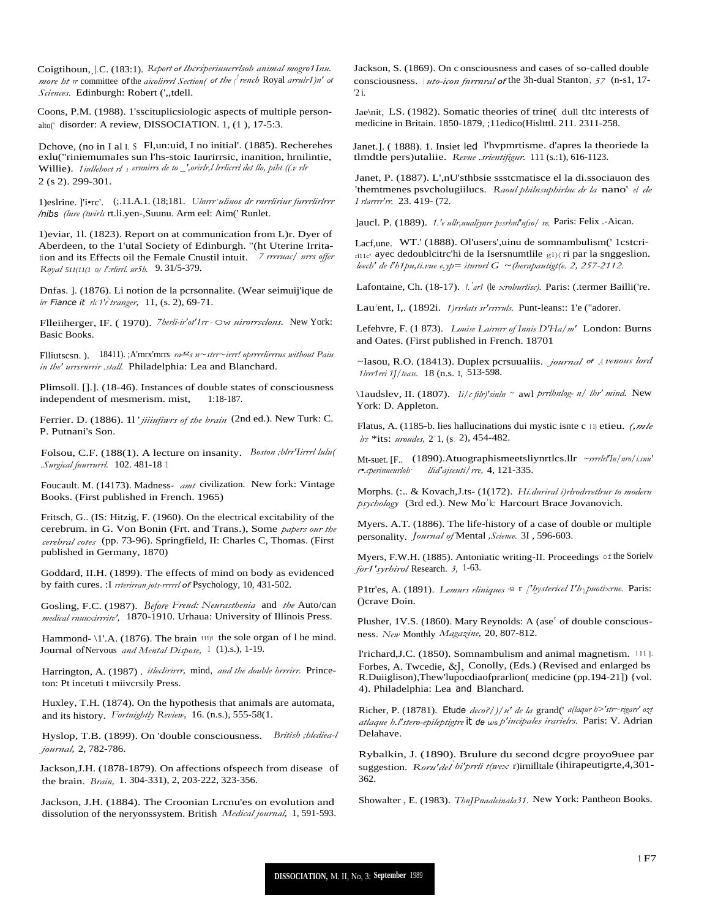Coigtihoun, ].C. (183:1). *Report of lhcrsperiuuerrlsoh animal mogro1Inu. more ht rr* committee of the *aicolirrrl Section( of the french* Royal *arrulr1)n' of Sciences.* Edinburgh: Robert (',,tdell.

Coons, P.M. (1988). 1'sscituplicsiologic aspects of multiple person-alto(' disorder: A review, DISSOCIATION. 1, (1 ), 17-5:3.

Dchove, (no in I al I. $ Fl,un:uid, I no initial'. (1885). Recherehes exlu("riniemumaIes sun l'hs-stoic Iaurirrsic, inanition, hrnilintie, Willie). *1iullehoct rl : ernnirrs de to _',orirlr,l lrrlicrrl det llo, piht ((.v rlr* 2 (s 2). 299-301.

1)eslrine. ]'i•rc'. (;.11.A.1. (18;181. *Ulnrrr uliuos dr rnrrliriur furrrlirlrrr /nibs (lure (twirls* rt.li.yen-,Suunu. Arm eel: Aim(' Runlet.

1)eviar, 1l. (1823). Report on at communication from L)r. Dyer of Aberdeen, to the 1'utal Society of Edinburgh. "(ht Uterine Irritation and its Effects oil the Female Cnustil intuit. *7 rrrruac/ nrrs offer Royal 511(11(1 0/ l':rlirrl. ur5h.* 9. 31/5-379.

Dnfas. ]. (1876). Li notion de la pcrsonnalite. (Wear seimuij'ique de *lrr Fiance it rlc 1'r tranger,* 11, (s. 2), 69-71.

Flleiiherger, IF. ( 1970). *7herli-ir'ot'1rr : Ow uirorrsclons.* New York: Basic Books.

Flliutscsn. ). 18411). ;A'rnrx'rnrrs *rags n~strr~irrr! oprrrrlirrrus without Paiu in the' urrsrnrrir .stall.* Philadelphia: Lea and Blanchard.

Plimsoll. [].]. (18-46). Instances of double states of consciousness independent of mesmerism. mist, 1:18-187.

Ferrier. D. (1886). 1l ' *jiiiufiwrs of the brain* (2nd ed.). New Turk: C. P. Putnani's Son.

Folsou, C.F. (188(1). A lecture on insanity. *Boston ;hlrr'1irrrl lulu( .Surgical fnurrurrl.* 102. 481-18 1

Foucault. M. (14173). Madness- *amt* civilization. New fork: Vintage Books. (First published in French. 1965)

Fritsch, G.. (IS: Hitzig, F. (1960). On the electrical excitability of the cerebrum. in G. Von Bonin (Frt. and Trans.), Some *papers our the cerebral cotes* (pp. 73-96). Springfield, II: Charles C, Thomas. (First published in Germany, 1870)

Goddard, II.H. (1899). The effects of mind on body as evidenced by faith cures. :I *rrterirran jots-rrrrrl of* Psychology, 10, 431-502.

Gosling, F.C. (1987). *Before Freud: Neurasthenia* and *the* Auto/can *medical rnuuxirrritv',* 1870-1910. Urhaua: University of Illinois Press.

Hammond- \1'.A. (1876). The brain 111)t the sole organ of l he mind. Journal of *Nervous and Mental Dispose,* 1 (1).s.), 1-19.

Harrington, A. (1987) . *itleclirirrr,* mind, *and the double hrrrirr.* Princeton: Pt incetuti t miivcrsily Press.

Huxley, T.H. (1874). On the hypothesis that animals are automata, and its history. *Fortnightly Review,* 16. (n.s.), 555-58(1.

Hyslop, T.B. (1899). On 'double consciousness. *British ;hlcdiea-l journal,* 2, 782-786.

Jackson,J.H. (1878-1879). On affections ofspeech from disease of the brain. *Brain,* 1. 304-331), 2, 203-222, 323-356.

Jackson, J.H. (1884). The Croonian Lrcnu'es on evolution and dissolution of the neryonssystem. British *Medical journal,* 1, 591-593.

Jackson, S. (1869). On c onsciousness and cases of so-called double consciousness. *| uto-icon furrnral of* the 3h-dual Stanton, *57* (n-s1, 17-'2 i.

Jae\nit, LS. (1982). Somatic theories of trine( dull tltc interests of medicine in Britain. 1850-1879, ;11edico(Hisltttl. 211. 2311-258.

Janet.]. ( 1888). 1. Insiet led l'hvpmrtisme. d'apres la theoriede la tlmdtle pers)utaliie. *Revue .srientifigur.* 111 (s.:1), 616-1123.

Janet, P. (1887). L',nU'sthbsie ssstcmatisce el la di.ssociauon des 'themtmenes psvchologiilucs. *Raoul philnsuphirluc dr la* nano' *el de I rlarrrr'rr.* 23. 419- (72.

]aucl. P. (1889). *1.'e ullr,uualiynrr pssrhnl'ufso/ re.* Paris: Felix .-Aican.

Lacf,une. WT.' (1888). Ol'users',uinu de somnambulism(' 1cstcri-rl11c ayec dedoublcitrc'hi de la Isersnumtlile g1)( ri par la sniggeslion. *leech' de l'h1pu,ti.vue e.yp= itnrorl G ~(herapautigt(e. 2, 257-2112.*

Lafontaine, Ch. (18-17). *1.'ar1 (le xroburlisc).* Paris: (.termer Bailli('re.

Lau'ent, I,. (1892i. *1)rsrlats sr'rrrruls.* Punt-leans:: 1'e ("adorer.

Lefehvre, F. (1 873). *Louise Lairnrr of Innis D'Ha/m'* London: Burns and Oates. (First published in French. 18701

~Iasou, R.O. (18413). Duplex pcrsuualiis. *journal of A venous lord 1lrrr1rri 1]/tease.* 18 (n.s. I, ;513-598.

\1audslev, II. (1807). *Ii/c filr)'sinln ~* awl *prrlhnlog- n/ lhr' mind.* New York: D. Appleton.

Flatus, A. (1185-b. lies hallucinations dui mystic isnte c 11) etieu. *(,mle lrs* *its: *uroudes,* 2 1, (s. 2), 454-482.

Mt-suet. [F.. (1890).Atuographismeetsliynrtlcs.llr *~rrrrlrl'In/nro/i.snu' r•.cperinueurloh llid'ajseuti/ rre,* 4, 121-335.

Morphs. (:.. & Kovach,J.ts- (1(172). *Hi.dnriral i)rlrodrretlrur to modern psychology* (3rd ed.). New Mo'k: Harcourt Brace Jovanovich.

Myers. A.T. (1886). The life-history of a case of double or multiple personality. *Journal of* Mental *,Science.* 3I , 596-603.

Myers, F.W.H. (1885). Antoniatic writing-II. Proceedings of the Sorielv *for1'syrhirol* Research. *3,* 1-63.

P1tr'es, A. (1891). *Lemurs rliniques* sa r *['hystericel I'h puotixrne.* Paris: ()crave Doin.

Plusher, 1V.S. (1860). Mary Reynolds: A (ase of double consciousness. *New* Monthly *Magazine,* 20, 807-812.

l'richard,J.C. (1850). Somnambulism and animal magnetism. 111 ]. Forbes, A. Twcedie, &J, Conolly, (Eds.) (Revised and enlarged bs R.Duiiglison),Thew'lupocdiaofprarlion( medicine (pp.194-21]) {vol. 4). Philadelphia: Lea and Blanchard.

Richer, P. (18781). Etude *deco?/)/u' de la* grand(' *a(laqur h>'str~rigarr' ozt atlaque h.l'stero-epileptigtre* it *de ws p'incipales irarielrs.* Paris: V. Adrian Delahave.

Rybalkin, J. (1890). Brulure du second dcgre proyo9uee par suggestion. *Roru'del hi'prrli t(wex* r)irnilltale (ihirapeutigrte,4,301-362.

Showalter , E. (1983). *ThnJPnaaleinala31.* New York: Pantheon Books.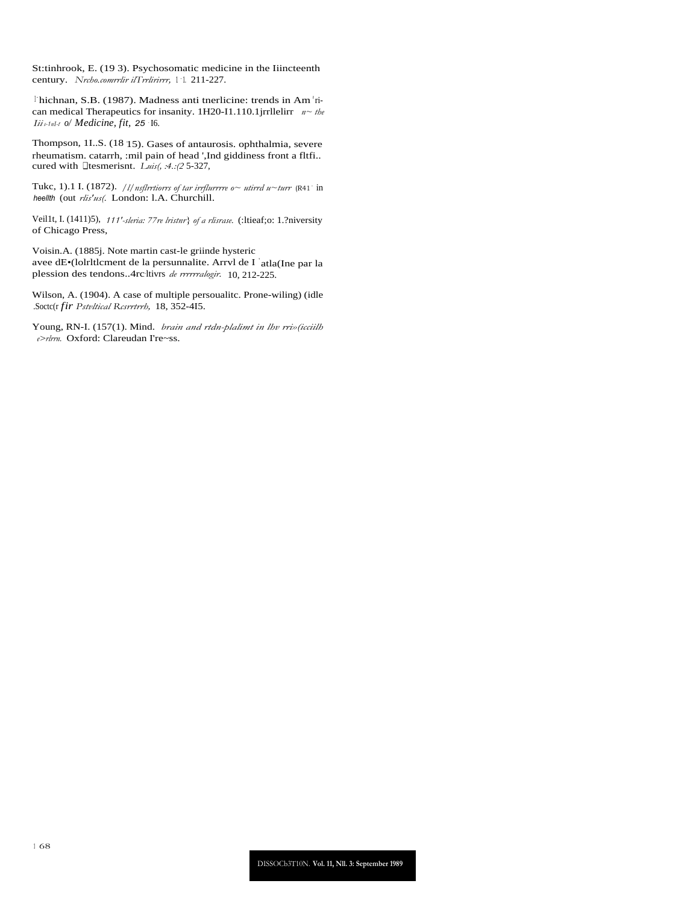St:tinhrook, E. (19 3). Psychosomatic medicine in the Iiincteenth century. *Nrcho.comrrlir ilTrrlirirrr,* 1·1. 211-227.

hichnan, S.B. (1987). Madness anti tnerlicine: trends in Am ri-can medical Therapeutics for insanity. 1H20-I1.110.1jrrllelirr *n~ the Iii s-1nl-t* o/ *Medicine, fit,* 25 · I6.

Thompson, 1I..S. (18 15). Gases of antaurosis. ophthalmia, severe rheumatism. catarrh, :mil pain of head ',Ind giddiness front a fltfi.. cured with tesmerisnt. *Luis(, :4.:(2* 5-327,

Tukc, 1).1 I. (1872). */1/ nsflrrtiorrs of tar irrflurrrre o~ utirrd u~turr* (R41 in *heellth* (out *rlis'us(.* London: l.A. Churchill.

Veil1t, I. (1411)5), *111'-sleria: 77re lristnr} of a rlisrase.* (:ltieaf;o: 1.?niversity of Chicago Press,

Voisin.A. (1885j. Note martin cast-le griinde hysteric avee dE•(lolrltlcment de la persunnalite. Arrvl de I atla(Ine par la plession des tendons..4rc·ltivrs *de rrrrrralogir.* 10, 212-225.

Wilson, A. (1904). A case of multiple persoualitc. Prone-wiling) (idle .Soctc(r *fir Pstvltical Rcsrrtrrh,* 18, 352-4I5.

Young, RN-I. (157(1). Mind. *brain and rtdn-plalimt in lhv rri»(icciilh e>rlrrn.* Oxford: Clareudan I're~ss.